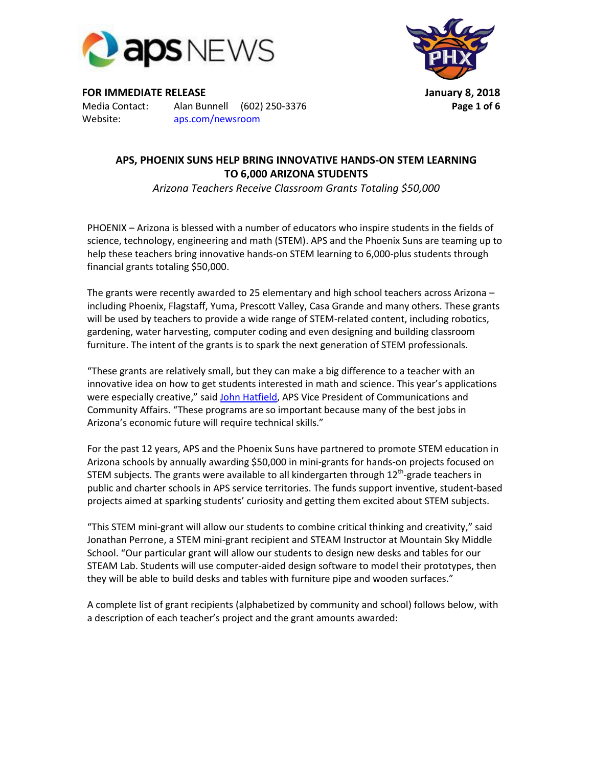**FOR IMMEDIATE RELEASE** **January 8, 2018**

Media Contact: Alan Bunnell (602) 250-3376

Website: [aps.com/newsroom](aps.com/newsroom)

## APS, PHOENIX SUNS HELP BRING INNOVATIVE HANDS-ON STEM LEARNING TO 6,000 ARIZONA STUDENTS

*Arizona Teachers Receive Classroom Grants Totaling $50,000*

PHOENIX – Arizona is blessed with a number of educators who inspire students in the fields of science, technology, engineering and math (STEM). APS and the Phoenix Suns are teaming up to help these teachers bring innovative hands-on STEM learning to 6,000-plus students through financial grants totaling $50,000.

The grants were recently awarded to 25 elementary and high school teachers across Arizona – including Phoenix, Flagstaff, Yuma, Prescott Valley, Casa Grande and many others. These grants will be used by teachers to provide a wide range of STEM-related content, including robotics, gardening, water harvesting, computer coding and even designing and building classroom furniture. The intent of the grants is to spark the next generation of STEM professionals.

"These grants are relatively small, but they can make a big difference to a teacher with an innovative idea on how to get students interested in math and science. This year's applications were especially creative," said John Hatfield, APS Vice President of Communications and Community Affairs. "These programs are so important because many of the best jobs in Arizona's economic future will require technical skills."

For the past 12 years, APS and the Phoenix Suns have partnered to promote STEM education in Arizona schools by annually awarding $50,000 in mini-grants for hands-on projects focused on STEM subjects. The grants were available to all kindergarten through 12th-grade teachers in public and charter schools in APS service territories. The funds support inventive, student-based projects aimed at sparking students' curiosity and getting them excited about STEM subjects.

"This STEM mini-grant will allow our students to combine critical thinking and creativity," said Jonathan Perrone, a STEM mini-grant recipient and STEAM Instructor at Mountain Sky Middle School. "Our particular grant will allow our students to design new desks and tables for our STEAM Lab. Students will use computer-aided design software to model their prototypes, then they will be able to build desks and tables with furniture pipe and wooden surfaces."

A complete list of grant recipients (alphabetized by community and school) follows below, with a description of each teacher's project and the grant amounts awarded: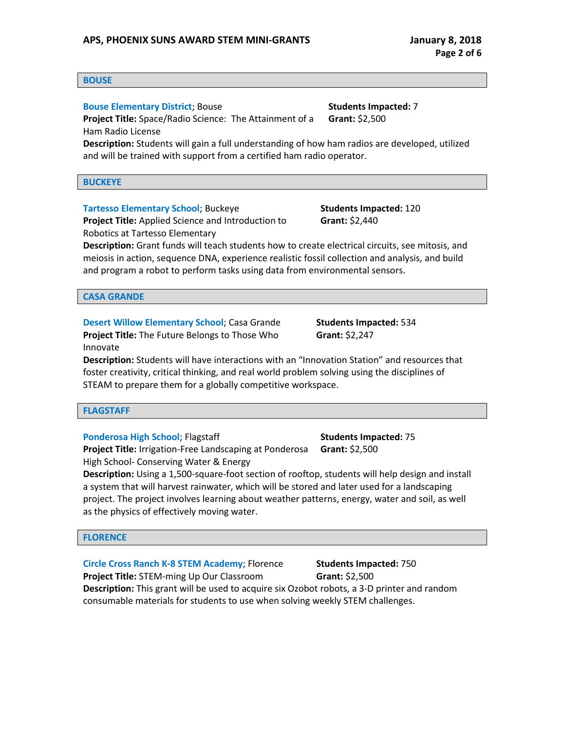## BOUSE

**Bouse Elementary District**; Bouse
**Students Impacted:** 7
**Project Title:** Space/Radio Science: The Attainment of a Ham Radio License
**Grant:** $2,500
**Description:** Students will gain a full understanding of how ham radios are developed, utilized and will be trained with support from a certified ham radio operator.

## BUCKEYE

**Tartesso Elementary School**; Buckeye
**Students Impacted:** 120
**Project Title:** Applied Science and Introduction to Robotics at Tartesso Elementary
**Grant:** $2,440
**Description:** Grant funds will teach students how to create electrical circuits, see mitosis, and meiosis in action, sequence DNA, experience realistic fossil collection and analysis, and build and program a robot to perform tasks using data from environmental sensors.

## CASA GRANDE

**Desert Willow Elementary School**; Casa Grande
**Students Impacted:** 534
**Project Title:** The Future Belongs to Those Who Innovate
**Grant:** $2,247
**Description:** Students will have interactions with an "Innovation Station" and resources that foster creativity, critical thinking, and real world problem solving using the disciplines of STEAM to prepare them for a globally competitive workspace.

## FLAGSTAFF

**Ponderosa High School**; Flagstaff
**Students Impacted:** 75
**Project Title:** Irrigation-Free Landscaping at Ponderosa High School- Conserving Water & Energy
**Grant:** $2,500
**Description:** Using a 1,500-square-foot section of rooftop, students will help design and install a system that will harvest rainwater, which will be stored and later used for a landscaping project. The project involves learning about weather patterns, energy, water and soil, as well as the physics of effectively moving water.

## FLORENCE

**Circle Cross Ranch K-8 STEM Academy**; Florence
**Students Impacted:** 750
**Project Title:** STEM-ming Up Our Classroom
**Grant:** $2,500
**Description:** This grant will be used to acquire six Ozobot robots, a 3-D printer and random consumable materials for students to use when solving weekly STEM challenges.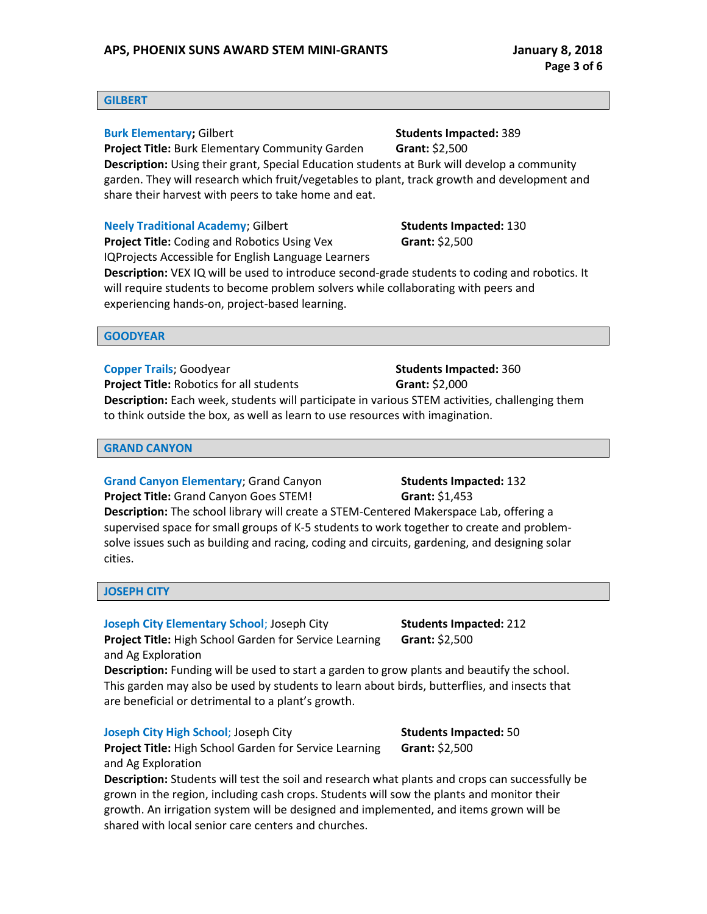## GILBERT

**Burk Elementary**; Gilbert
**Students Impacted:** 389
**Project Title:** Burk Elementary Community Garden
**Grant:** $2,500
**Description:** Using their grant, Special Education students at Burk will develop a community garden. They will research which fruit/vegetables to plant, track growth and development and share their harvest with peers to take home and eat.

**Neely Traditional Academy**; Gilbert
**Students Impacted:** 130
**Project Title:** Coding and Robotics Using Vex IQProjects Accessible for English Language Learners
**Grant:** $2,500
**Description:** VEX IQ will be used to introduce second-grade students to coding and robotics. It will require students to become problem solvers while collaborating with peers and experiencing hands-on, project-based learning.

## GOODYEAR

**Copper Trails**; Goodyear
**Students Impacted:** 360
**Project Title:** Robotics for all students
**Grant:** $2,000
**Description:** Each week, students will participate in various STEM activities, challenging them to think outside the box, as well as learn to use resources with imagination.

## GRAND CANYON

**Grand Canyon Elementary**; Grand Canyon
**Students Impacted:** 132
**Project Title:** Grand Canyon Goes STEM!
**Grant:** $1,453
**Description:** The school library will create a STEM-Centered Makerspace Lab, offering a supervised space for small groups of K-5 students to work together to create and problem-solve issues such as building and racing, coding and circuits, gardening, and designing solar cities.

## JOSEPH CITY

**Joseph City Elementary School**; Joseph City
**Students Impacted:** 212
**Project Title:** High School Garden for Service Learning and Ag Exploration
**Grant:** $2,500
**Description:** Funding will be used to start a garden to grow plants and beautify the school. This garden may also be used by students to learn about birds, butterflies, and insects that are beneficial or detrimental to a plant's growth.

**Joseph City High School**; Joseph City
**Students Impacted:** 50
**Project Title:** High School Garden for Service Learning and Ag Exploration
**Grant:** $2,500
**Description:** Students will test the soil and research what plants and crops can successfully be grown in the region, including cash crops. Students will sow the plants and monitor their growth. An irrigation system will be designed and implemented, and items grown will be shared with local senior care centers and churches.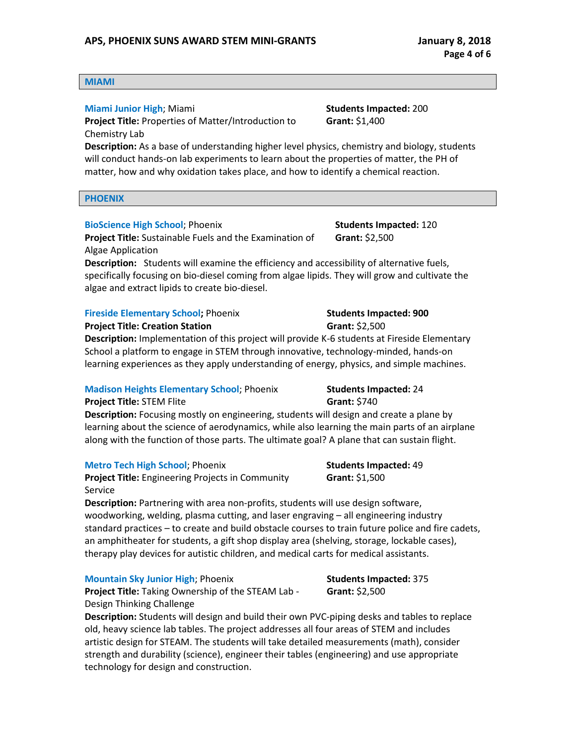## MIAMI

**Miami Junior High**; Miami
**Students Impacted:** 200
**Project Title:** Properties of Matter/Introduction to Chemistry Lab
**Grant:** $1,400
**Description:** As a base of understanding higher level physics, chemistry and biology, students will conduct hands-on lab experiments to learn about the properties of matter, the PH of matter, how and why oxidation takes place, and how to identify a chemical reaction.

## PHOENIX

**BioScience High School**; Phoenix
**Students Impacted:** 120
**Project Title:** Sustainable Fuels and the Examination of Algae Application
**Grant:** $2,500
**Description:** Students will examine the efficiency and accessibility of alternative fuels, specifically focusing on bio-diesel coming from algae lipids. They will grow and cultivate the algae and extract lipids to create bio-diesel.

**Fireside Elementary School**; Phoenix
**Students Impacted: 900**
**Project Title: Creation Station**
**Grant:** $2,500
**Description:** Implementation of this project will provide K-6 students at Fireside Elementary School a platform to engage in STEM through innovative, technology-minded, hands-on learning experiences as they apply understanding of energy, physics, and simple machines.

**Madison Heights Elementary School**; Phoenix
**Students Impacted:** 24
**Project Title:** STEM Flite
**Grant:** $740
**Description:** Focusing mostly on engineering, students will design and create a plane by learning about the science of aerodynamics, while also learning the main parts of an airplane along with the function of those parts. The ultimate goal? A plane that can sustain flight.

**Metro Tech High School**; Phoenix
**Students Impacted:** 49
**Project Title:** Engineering Projects in Community Service
**Grant:** $1,500
**Description:** Partnering with area non-profits, students will use design software, woodworking, welding, plasma cutting, and laser engraving – all engineering industry standard practices – to create and build obstacle courses to train future police and fire cadets, an amphitheater for students, a gift shop display area (shelving, storage, lockable cases), therapy play devices for autistic children, and medical carts for medical assistants.

**Mountain Sky Junior High**; Phoenix
**Students Impacted:** 375
**Project Title:** Taking Ownership of the STEAM Lab - Design Thinking Challenge
**Grant:** $2,500
**Description:** Students will design and build their own PVC-piping desks and tables to replace old, heavy science lab tables. The project addresses all four areas of STEM and includes artistic design for STEAM. The students will take detailed measurements (math), consider strength and durability (science), engineer their tables (engineering) and use appropriate technology for design and construction.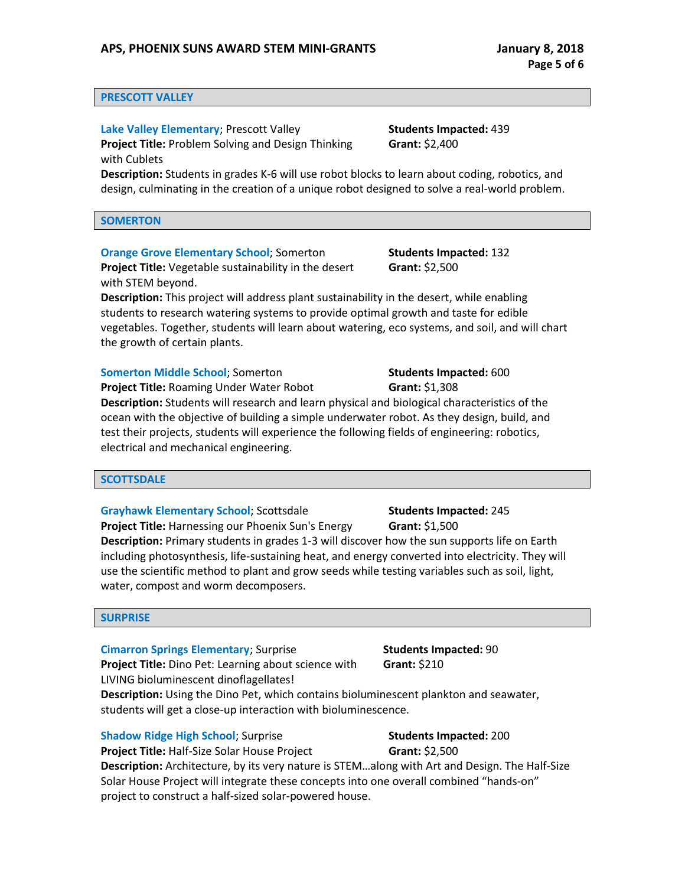## PRESCOTT VALLEY

**Lake Valley Elementary**; Prescott Valley
**Students Impacted:** 439
**Project Title:** Problem Solving and Design Thinking with Cublets
**Grant:** $2,400
**Description:** Students in grades K-6 will use robot blocks to learn about coding, robotics, and design, culminating in the creation of a unique robot designed to solve a real-world problem.

## SOMERTON

**Orange Grove Elementary School**; Somerton
**Students Impacted:** 132
**Project Title:** Vegetable sustainability in the desert with STEM beyond.
**Grant:** $2,500
**Description:** This project will address plant sustainability in the desert, while enabling students to research watering systems to provide optimal growth and taste for edible vegetables. Together, students will learn about watering, eco systems, and soil, and will chart the growth of certain plants.

**Somerton Middle School**; Somerton
**Students Impacted:** 600
**Project Title:** Roaming Under Water Robot
**Grant:** $1,308
**Description:** Students will research and learn physical and biological characteristics of the ocean with the objective of building a simple underwater robot. As they design, build, and test their projects, students will experience the following fields of engineering: robotics, electrical and mechanical engineering.

## SCOTTSDALE

**Grayhawk Elementary School**; Scottsdale
**Students Impacted:** 245
**Project Title:** Harnessing our Phoenix Sun's Energy
**Grant:** $1,500
**Description:** Primary students in grades 1-3 will discover how the sun supports life on Earth including photosynthesis, life-sustaining heat, and energy converted into electricity. They will use the scientific method to plant and grow seeds while testing variables such as soil, light, water, compost and worm decomposers.

## SURPRISE

**Cimarron Springs Elementary**; Surprise
**Students Impacted:** 90
**Project Title:** Dino Pet: Learning about science with LIVING bioluminescent dinoflagellates!
**Grant:** $210
**Description:** Using the Dino Pet, which contains bioluminescent plankton and seawater, students will get a close-up interaction with bioluminescence.

**Shadow Ridge High School**; Surprise
**Students Impacted:** 200
**Project Title:** Half-Size Solar House Project
**Grant:** $2,500
**Description:** Architecture, by its very nature is STEM…along with Art and Design. The Half-Size Solar House Project will integrate these concepts into one overall combined "hands-on" project to construct a half-sized solar-powered house.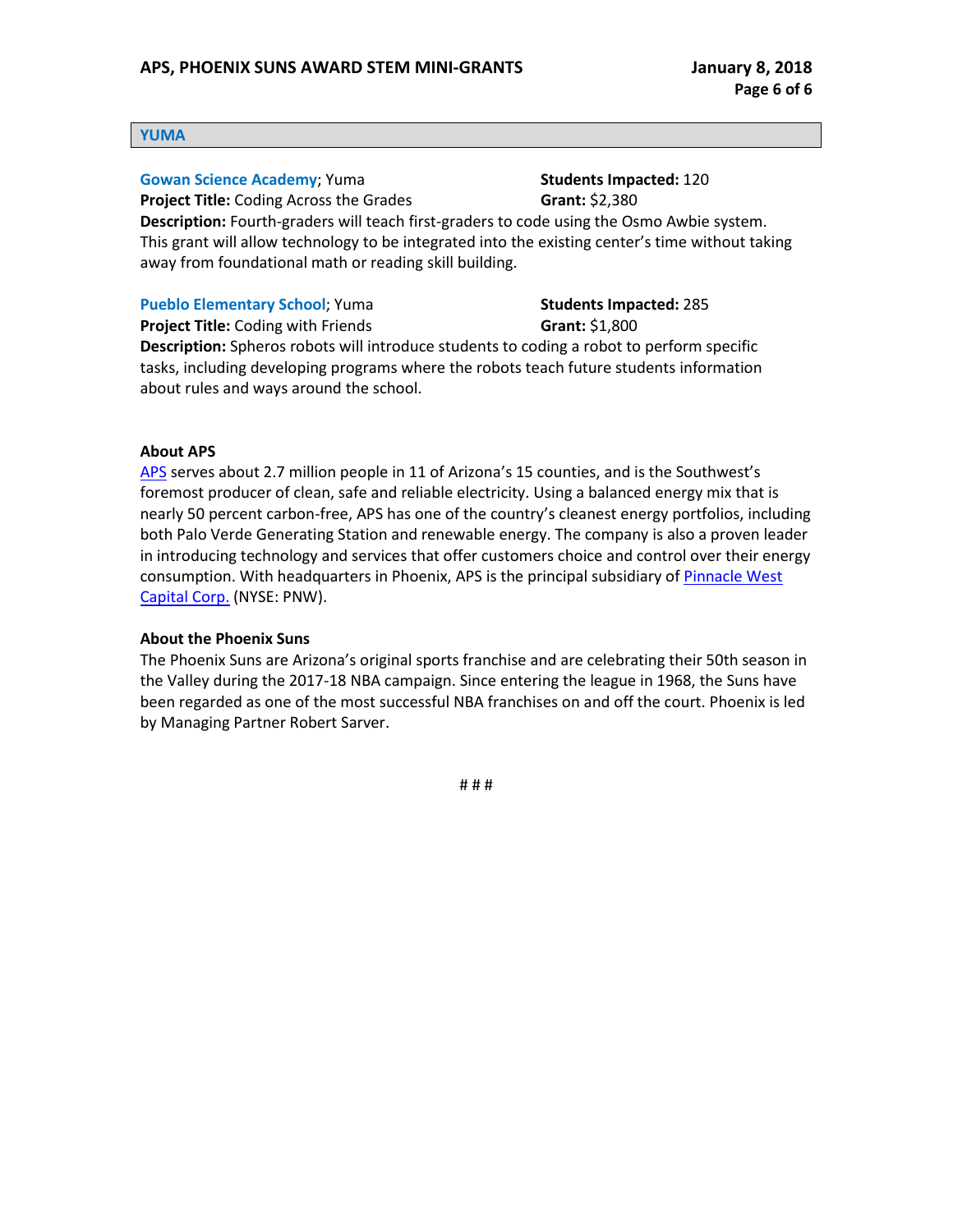## YUMA

**Gowan Science Academy**; Yuma **Students Impacted:** 120
**Project Title:** Coding Across the Grades **Grant:** $2,380
**Description:** Fourth-graders will teach first-graders to code using the Osmo Awbie system. This grant will allow technology to be integrated into the existing center's time without taking away from foundational math or reading skill building.

**Pueblo Elementary School**; Yuma **Students Impacted:** 285
**Project Title:** Coding with Friends **Grant:** $1,800
**Description:** Spheros robots will introduce students to coding a robot to perform specific tasks, including developing programs where the robots teach future students information about rules and ways around the school.

**About APS**

APS serves about 2.7 million people in 11 of Arizona's 15 counties, and is the Southwest's foremost producer of clean, safe and reliable electricity. Using a balanced energy mix that is nearly 50 percent carbon-free, APS has one of the country's cleanest energy portfolios, including both Palo Verde Generating Station and renewable energy. The company is also a proven leader in introducing technology and services that offer customers choice and control over their energy consumption. With headquarters in Phoenix, APS is the principal subsidiary of Pinnacle West Capital Corp. (NYSE: PNW).

**About the Phoenix Suns**

The Phoenix Suns are Arizona's original sports franchise and are celebrating their 50th season in the Valley during the 2017-18 NBA campaign. Since entering the league in 1968, the Suns have been regarded as one of the most successful NBA franchises on and off the court. Phoenix is led by Managing Partner Robert Sarver.

# # #